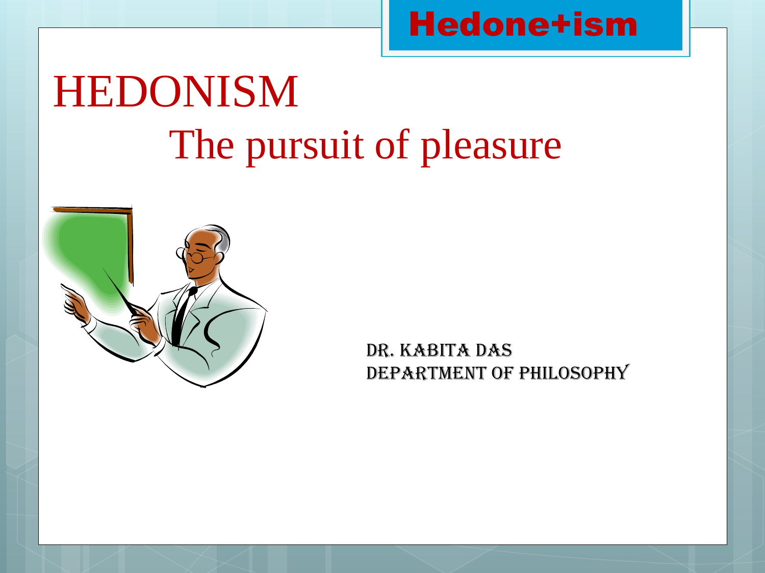**Hedone+ism**

# HEDONISM

## The pursuit of pleasure

DR. KABITA DAS
DEPARTMENT OF PHILOSOPHY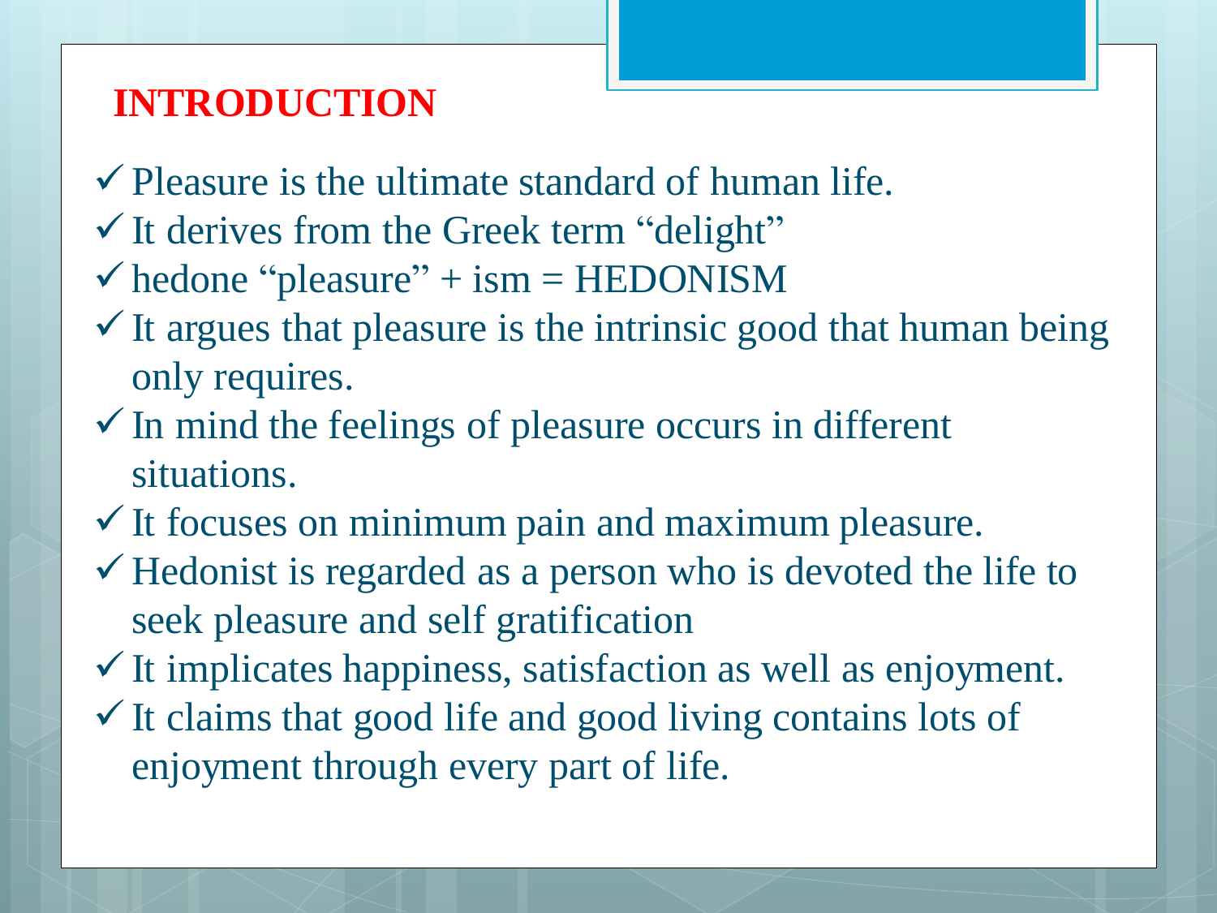## INTRODUCTION

- Pleasure is the ultimate standard of human life.
- It derives from the Greek term "delight"
- hedone "pleasure" + ism = HEDONISM
- It argues that pleasure is the intrinsic good that human being only requires.
- In mind the feelings of pleasure occurs in different situations.
- It focuses on minimum pain and maximum pleasure.
- Hedonist is regarded as a person who is devoted the life to seek pleasure and self gratification
- It implicates happiness, satisfaction as well as enjoyment.
- It claims that good life and good living contains lots of enjoyment through every part of life.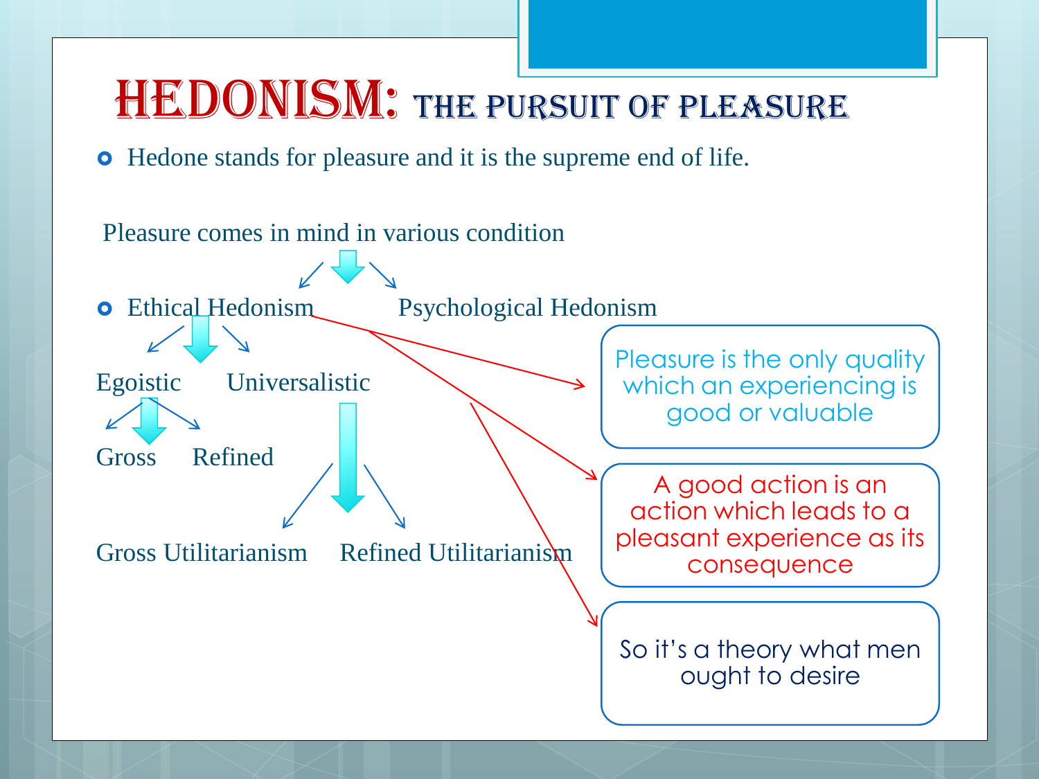# HEDONISM: THE PURSUIT OF PLEASURE

- Hedone stands for pleasure and it is the supreme end of life.

Pleasure comes in mind in various condition

- Ethical Hedonism
- Psychological Hedonism

Ethical Hedonism:

- Egoistic
  - Gross
  - Refined
- Universalistic
  - Gross Utilitarianism
  - Refined Utilitarianism

Pleasure is the only quality which an experiencing is good or valuable

A good action is an action which leads to a pleasant experience as its consequence

So it's a theory what men ought to desire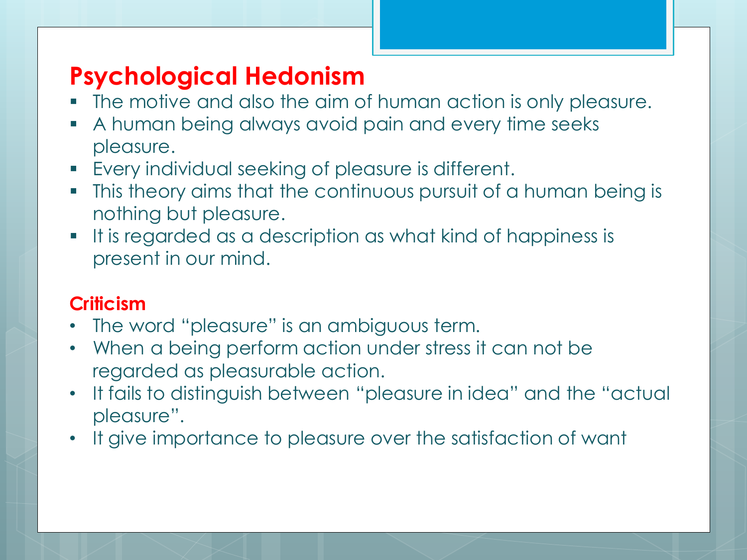## Psychological Hedonism

- The motive and also the aim of human action is only pleasure.
- A human being always avoid pain and every time seeks pleasure.
- Every individual seeking of pleasure is different.
- This theory aims that the continuous pursuit of a human being is nothing but pleasure.
- It is regarded as a description as what kind of happiness is present in our mind.

### Criticism

- The word "pleasure" is an ambiguous term.
- When a being perform action under stress it can not be regarded as pleasurable action.
- It fails to distinguish between "pleasure in idea" and the "actual pleasure".
- It give importance to pleasure over the satisfaction of want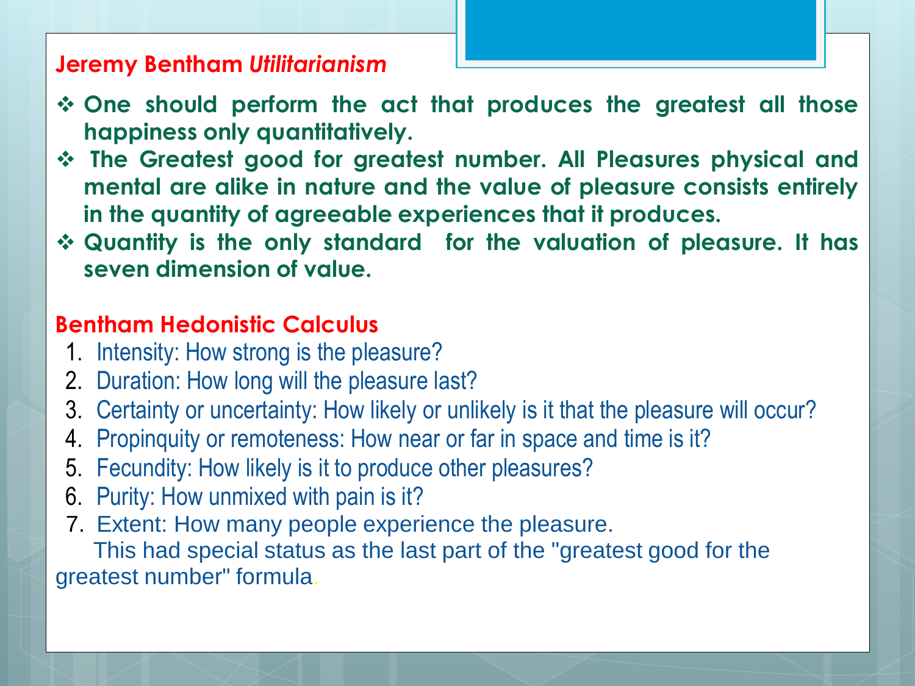## Jeremy Bentham *Utilitarianism*

- **One should perform the act that produces the greatest all those happiness only quantitatively.**
- **The Greatest good for greatest number. All Pleasures physical and mental are alike in nature and the value of pleasure consists entirely in the quantity of agreeable experiences that it produces.**
- **Quantity is the only standard for the valuation of pleasure. It has seven dimension of value.**

## Bentham Hedonistic Calculus

1. Intensity: How strong is the pleasure?
2. Duration: How long will the pleasure last?
3. Certainty or uncertainty: How likely or unlikely is it that the pleasure will occur?
4. Propinquity or remoteness: How near or far in space and time is it?
5. Fecundity: How likely is it to produce other pleasures?
6. Purity: How unmixed with pain is it?
7. Extent: How many people experience the pleasure.

This had special status as the last part of the "greatest good for the greatest number" formula.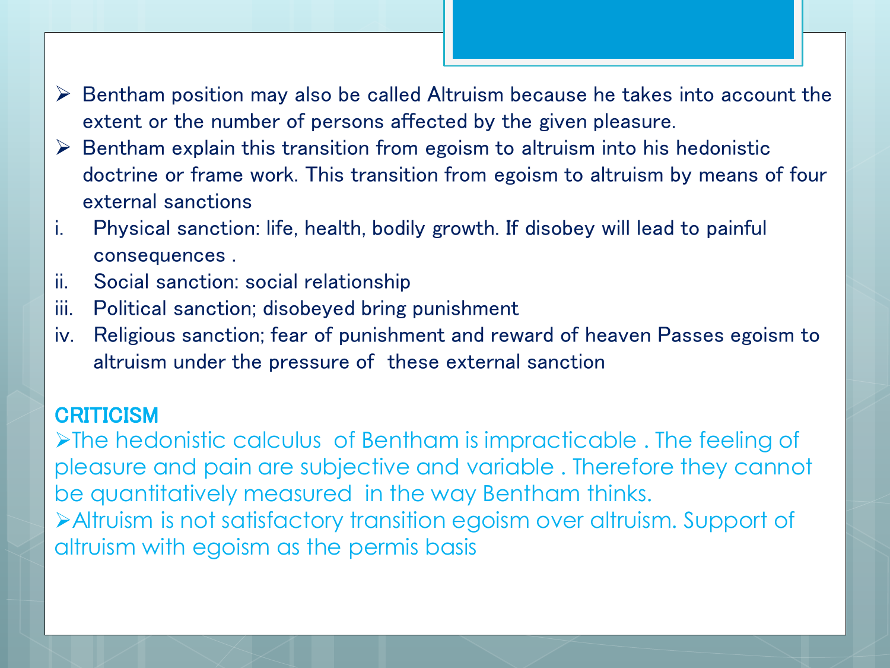- Bentham position may also be called Altruism because he takes into account the extent or the number of persons affected by the given pleasure.
- Bentham explain this transition from egoism to altruism into his hedonistic doctrine or frame work. This transition from egoism to altruism by means of four external sanctions

i. Physical sanction: life, health, bodily growth. If disobey will lead to painful consequences .
ii. Social sanction: social relationship
iii. Political sanction; disobeyed bring punishment
iv. Religious sanction; fear of punishment and reward of heaven Passes egoism to altruism under the pressure of these external sanction

## CRITICISM

- The hedonistic calculus of Bentham is impracticable . The feeling of pleasure and pain are subjective and variable . Therefore they cannot be quantitatively measured in the way Bentham thinks.
- Altruism is not satisfactory transition egoism over altruism. Support of altruism with egoism as the permis basis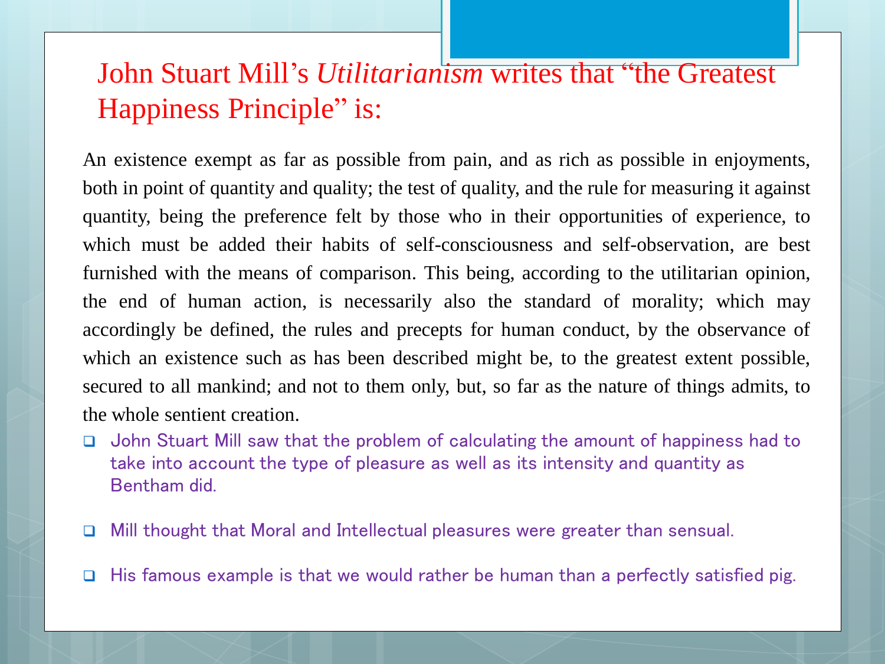# John Stuart Mill's *Utilitarianism* writes that "the Greatest Happiness Principle" is:

An existence exempt as far as possible from pain, and as rich as possible in enjoyments, both in point of quantity and quality; the test of quality, and the rule for measuring it against quantity, being the preference felt by those who in their opportunities of experience, to which must be added their habits of self-consciousness and self-observation, are best furnished with the means of comparison. This being, according to the utilitarian opinion, the end of human action, is necessarily also the standard of morality; which may accordingly be defined, the rules and precepts for human conduct, by the observance of which an existence such as has been described might be, to the greatest extent possible, secured to all mankind; and not to them only, but, so far as the nature of things admits, to the whole sentient creation.

- John Stuart Mill saw that the problem of calculating the amount of happiness had to take into account the type of pleasure as well as its intensity and quantity as Bentham did.
- Mill thought that Moral and Intellectual pleasures were greater than sensual.
- His famous example is that we would rather be human than a perfectly satisfied pig.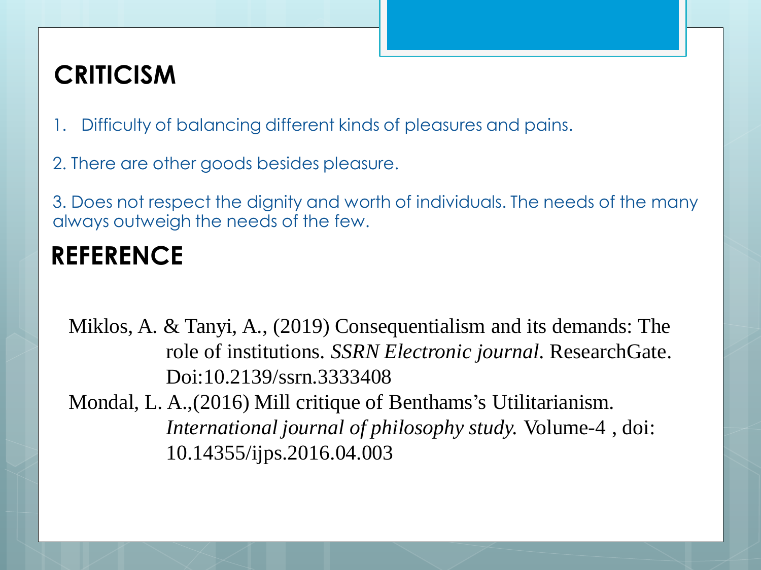## CRITICISM

1. Difficulty of balancing different kinds of pleasures and pains.

2. There are other goods besides pleasure.

3. Does not respect the dignity and worth of individuals. The needs of the many always outweigh the needs of the few.

## REFERENCE

Miklos, A. & Tanyi, A., (2019) Consequentialism and its demands: The role of institutions. *SSRN Electronic journal*. ResearchGate. Doi:10.2139/ssrn.3333408

Mondal, L. A.,(2016) Mill critique of Benthams's Utilitarianism. *International journal of philosophy study.* Volume-4 , doi: 10.14355/ijps.2016.04.003